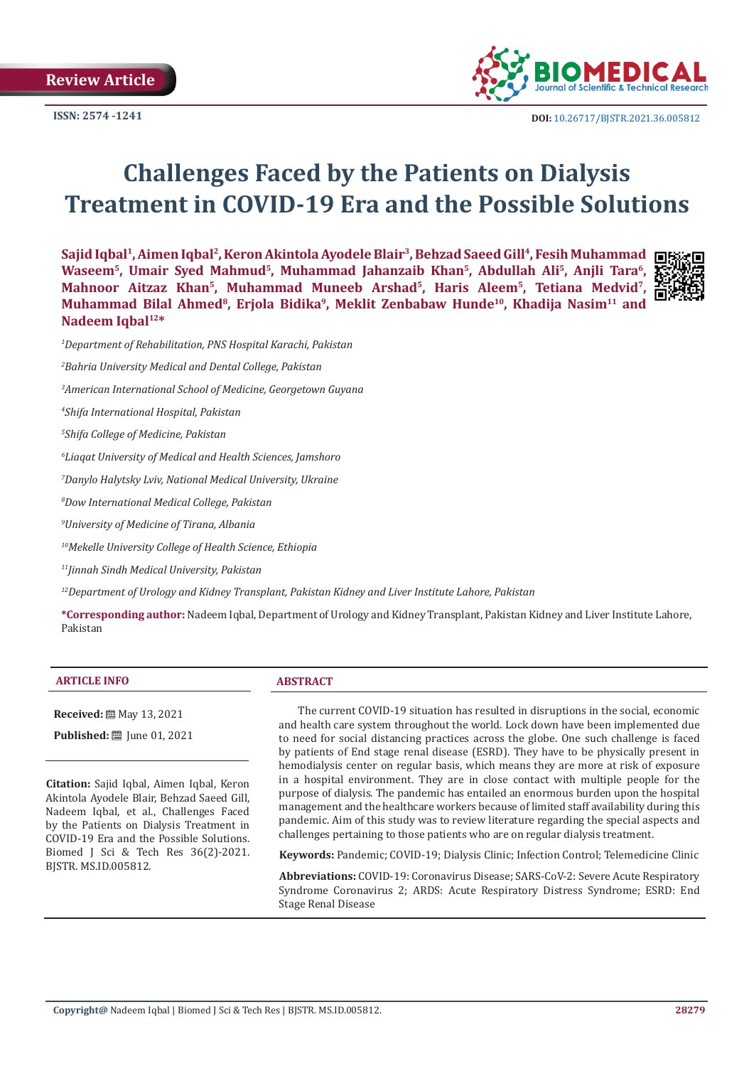Review Article

ISSN: 2574 -1241

DOI: 10.26717/BJSTR.2021.36.005812

# Challenges Faced by the Patients on Dialysis Treatment in COVID-19 Era and the Possible Solutions

**Sajid Iqbal[1], Aimen Iqbal[2], Keron Akintola Ayodele Blair[3], Behzad Saeed Gill[4], Fesih Muhammad Waseem[5], Umair Syed Mahmud[5], Muhammad Jahanzaib Khan[5], Abdullah Ali[5], Anjli Tara[6], Mahnoor Aitzaz Khan[5], Muhammad Muneeb Arshad[5], Haris Aleem[5], Tetiana Medvid[7], Muhammad Bilal Ahmed[8], Erjola Bidika[9], Meklit Zenbabaw Hunde[10], Khadija Nasim[11] and Nadeem Iqbal[12]***

*[1]Department of Rehabilitation, PNS Hospital Karachi, Pakistan*

*[2]Bahria University Medical and Dental College, Pakistan*

*[3]American International School of Medicine, Georgetown Guyana*

*[4]Shifa International Hospital, Pakistan*

*[5]Shifa College of Medicine, Pakistan*

*[6]Liaqat University of Medical and Health Sciences, Jamshoro*

*[7]Danylo Halytsky Lviv, National Medical University, Ukraine*

*[8]Dow International Medical College, Pakistan*

*[9]University of Medicine of Tirana, Albania*

*[10]Mekelle University College of Health Science, Ethiopia*

*[11]Jinnah Sindh Medical University, Pakistan*

*[12]Department of Urology and Kidney Transplant, Pakistan Kidney and Liver Institute Lahore, Pakistan*

**\*Corresponding author:** Nadeem Iqbal, Department of Urology and Kidney Transplant, Pakistan Kidney and Liver Institute Lahore, Pakistan

## ARTICLE INFO

**Received:** May 13, 2021

**Published:** June 01, 2021

**Citation:** Sajid Iqbal, Aimen Iqbal, Keron Akintola Ayodele Blair, Behzad Saeed Gill, Nadeem Iqbal, et al., Challenges Faced by the Patients on Dialysis Treatment in COVID-19 Era and the Possible Solutions. Biomed J Sci & Tech Res 36(2)-2021. BJSTR. MS.ID.005812.

## ABSTRACT

The current COVID-19 situation has resulted in disruptions in the social, economic and health care system throughout the world. Lock down have been implemented due to need for social distancing practices across the globe. One such challenge is faced by patients of End stage renal disease (ESRD). They have to be physically present in hemodialysis center on regular basis, which means they are more at risk of exposure in a hospital environment. They are in close contact with multiple people for the purpose of dialysis. The pandemic has entailed an enormous burden upon the hospital management and the healthcare workers because of limited staff availability during this pandemic. Aim of this study was to review literature regarding the special aspects and challenges pertaining to those patients who are on regular dialysis treatment.

**Keywords:** Pandemic; COVID-19; Dialysis Clinic; Infection Control; Telemedicine Clinic

**Abbreviations:** COVID-19: Coronavirus Disease; SARS-CoV-2: Severe Acute Respiratory Syndrome Coronavirus 2; ARDS: Acute Respiratory Distress Syndrome; ESRD: End Stage Renal Disease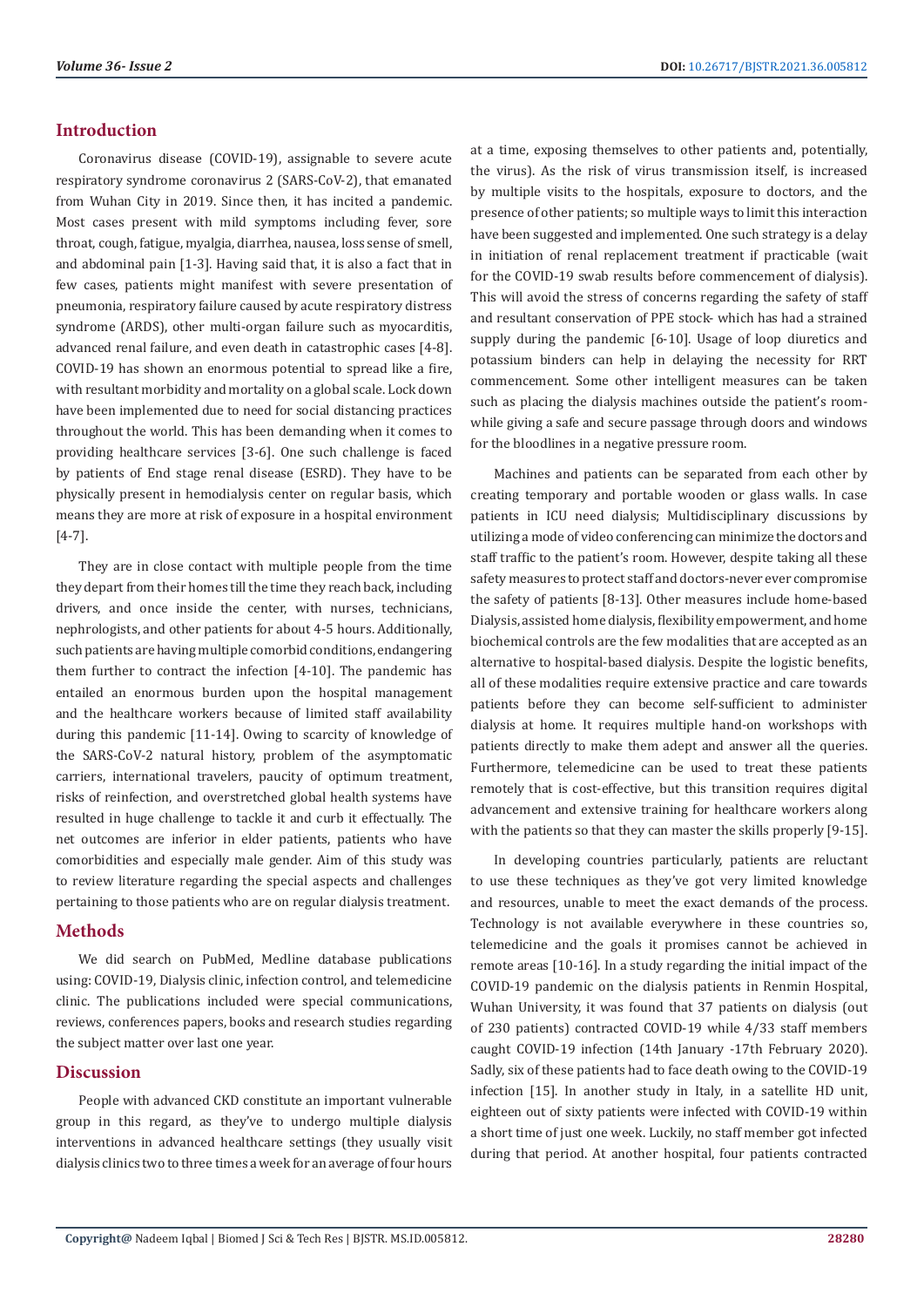## Introduction

Coronavirus disease (COVID-19), assignable to severe acute respiratory syndrome coronavirus 2 (SARS-CoV-2), that emanated from Wuhan City in 2019. Since then, it has incited a pandemic. Most cases present with mild symptoms including fever, sore throat, cough, fatigue, myalgia, diarrhea, nausea, loss sense of smell, and abdominal pain [1-3]. Having said that, it is also a fact that in few cases, patients might manifest with severe presentation of pneumonia, respiratory failure caused by acute respiratory distress syndrome (ARDS), other multi-organ failure such as myocarditis, advanced renal failure, and even death in catastrophic cases [4-8]. COVID-19 has shown an enormous potential to spread like a fire, with resultant morbidity and mortality on a global scale. Lock down have been implemented due to need for social distancing practices throughout the world. This has been demanding when it comes to providing healthcare services [3-6]. One such challenge is faced by patients of End stage renal disease (ESRD). They have to be physically present in hemodialysis center on regular basis, which means they are more at risk of exposure in a hospital environment [4-7].

They are in close contact with multiple people from the time they depart from their homes till the time they reach back, including drivers, and once inside the center, with nurses, technicians, nephrologists, and other patients for about 4-5 hours. Additionally, such patients are having multiple comorbid conditions, endangering them further to contract the infection [4-10]. The pandemic has entailed an enormous burden upon the hospital management and the healthcare workers because of limited staff availability during this pandemic [11-14]. Owing to scarcity of knowledge of the SARS-CoV-2 natural history, problem of the asymptomatic carriers, international travelers, paucity of optimum treatment, risks of reinfection, and overstretched global health systems have resulted in huge challenge to tackle it and curb it effectually. The net outcomes are inferior in elder patients, patients who have comorbidities and especially male gender. Aim of this study was to review literature regarding the special aspects and challenges pertaining to those patients who are on regular dialysis treatment.

## Methods

We did search on PubMed, Medline database publications using: COVID-19, Dialysis clinic, infection control, and telemedicine clinic. The publications included were special communications, reviews, conferences papers, books and research studies regarding the subject matter over last one year.

## Discussion

People with advanced CKD constitute an important vulnerable group in this regard, as they've to undergo multiple dialysis interventions in advanced healthcare settings (they usually visit dialysis clinics two to three times a week for an average of four hours at a time, exposing themselves to other patients and, potentially, the virus). As the risk of virus transmission itself, is increased by multiple visits to the hospitals, exposure to doctors, and the presence of other patients; so multiple ways to limit this interaction have been suggested and implemented. One such strategy is a delay in initiation of renal replacement treatment if practicable (wait for the COVID-19 swab results before commencement of dialysis). This will avoid the stress of concerns regarding the safety of staff and resultant conservation of PPE stock- which has had a strained supply during the pandemic [6-10]. Usage of loop diuretics and potassium binders can help in delaying the necessity for RRT commencement. Some other intelligent measures can be taken such as placing the dialysis machines outside the patient's room- while giving a safe and secure passage through doors and windows for the bloodlines in a negative pressure room.

Machines and patients can be separated from each other by creating temporary and portable wooden or glass walls. In case patients in ICU need dialysis; Multidisciplinary discussions by utilizing a mode of video conferencing can minimize the doctors and staff traffic to the patient's room. However, despite taking all these safety measures to protect staff and doctors-never ever compromise the safety of patients [8-13]. Other measures include home-based Dialysis, assisted home dialysis, flexibility empowerment, and home biochemical controls are the few modalities that are accepted as an alternative to hospital-based dialysis. Despite the logistic benefits, all of these modalities require extensive practice and care towards patients before they can become self-sufficient to administer dialysis at home. It requires multiple hand-on workshops with patients directly to make them adept and answer all the queries. Furthermore, telemedicine can be used to treat these patients remotely that is cost-effective, but this transition requires digital advancement and extensive training for healthcare workers along with the patients so that they can master the skills properly [9-15].

In developing countries particularly, patients are reluctant to use these techniques as they've got very limited knowledge and resources, unable to meet the exact demands of the process. Technology is not available everywhere in these countries so, telemedicine and the goals it promises cannot be achieved in remote areas [10-16]. In a study regarding the initial impact of the COVID-19 pandemic on the dialysis patients in Renmin Hospital, Wuhan University, it was found that 37 patients on dialysis (out of 230 patients) contracted COVID-19 while 4/33 staff members caught COVID-19 infection (14th January -17th February 2020). Sadly, six of these patients had to face death owing to the COVID-19 infection [15]. In another study in Italy, in a satellite HD unit, eighteen out of sixty patients were infected with COVID-19 within a short time of just one week. Luckily, no staff member got infected during that period. At another hospital, four patients contracted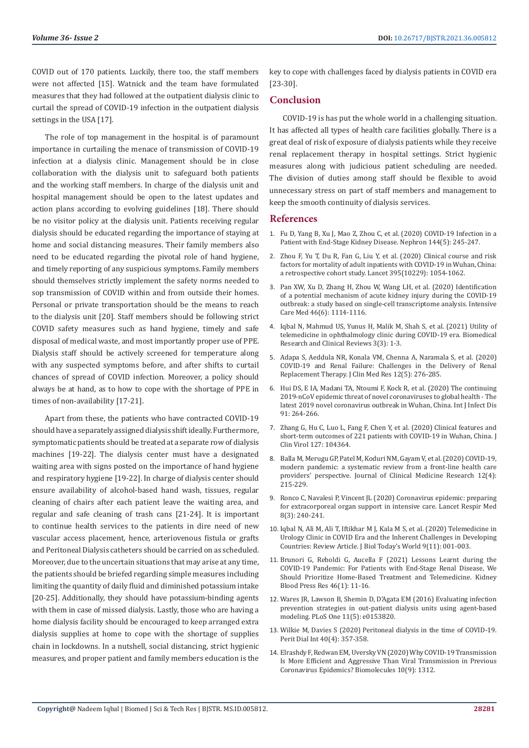COVID out of 170 patients. Luckily, there too, the staff members were not affected [15]. Watnick and the team have formulated measures that they had followed at the outpatient dialysis clinic to curtail the spread of COVID-19 infection in the outpatient dialysis settings in the USA [17].

The role of top management in the hospital is of paramount importance in curtailing the menace of transmission of COVID-19 infection at a dialysis clinic. Management should be in close collaboration with the dialysis unit to safeguard both patients and the working staff members. In charge of the dialysis unit and hospital management should be open to the latest updates and action plans according to evolving guidelines [18]. There should be no visitor policy at the dialysis unit. Patients receiving regular dialysis should be educated regarding the importance of staying at home and social distancing measures. Their family members also need to be educated regarding the pivotal role of hand hygiene, and timely reporting of any suspicious symptoms. Family members should themselves strictly implement the safety norms needed to sop transmission of COVID within and from outside their homes. Personal or private transportation should be the means to reach to the dialysis unit [20]. Staff members should be following strict COVID safety measures such as hand hygiene, timely and safe disposal of medical waste, and most importantly proper use of PPE. Dialysis staff should be actively screened for temperature along with any suspected symptoms before, and after shifts to curtail chances of spread of COVID infection. Moreover, a policy should always be at hand, as to how to cope with the shortage of PPE in times of non-availability [17-21].

Apart from these, the patients who have contracted COVID-19 should have a separately assigned dialysis shift ideally. Furthermore, symptomatic patients should be treated at a separate row of dialysis machines [19-22]. The dialysis center must have a designated waiting area with signs posted on the importance of hand hygiene and respiratory hygiene [19-22]. In charge of dialysis center should ensure availability of alcohol-based hand wash, tissues, regular cleaning of chairs after each patient leave the waiting area, and regular and safe cleaning of trash cans [21-24]. It is important to continue health services to the patients in dire need of new vascular access placement, hence, arteriovenous fistula or grafts and Peritoneal Dialysis catheters should be carried on as scheduled. Moreover, due to the uncertain situations that may arise at any time, the patients should be briefed regarding simple measures including limiting the quantity of daily fluid and diminished potassium intake [20-25]. Additionally, they should have potassium-binding agents with them in case of missed dialysis. Lastly, those who are having a home dialysis facility should be encouraged to keep arranged extra dialysis supplies at home to cope with the shortage of supplies chain in lockdowns. In a nutshell, social distancing, strict hygienic measures, and proper patient and family members education is the key to cope with challenges faced by dialysis patients in COVID era [23-30].

## Conclusion

COVID-19 is has put the whole world in a challenging situation. It has affected all types of health care facilities globally. There is a great deal of risk of exposure of dialysis patients while they receive renal replacement therapy in hospital settings. Strict hygienic measures along with judicious patient scheduling are needed. The division of duties among staff should be flexible to avoid unnecessary stress on part of staff members and management to keep the smooth continuity of dialysis services.

## References

1. Fu D, Yang B, Xu J, Mao Z, Zhou C, et al. (2020) COVID-19 Infection in a Patient with End-Stage Kidney Disease. Nephron 144(5): 245-247.
2. Zhou F, Yu T, Du R, Fan G, Liu Y, et al. (2020) Clinical course and risk factors for mortality of adult inpatients with COVID-19 in Wuhan, China: a retrospective cohort study. Lancet 395(10229): 1054-1062.
3. Pan XW, Xu D, Zhang H, Zhou W, Wang LH, et al. (2020) Identification of a potential mechanism of acute kidney injury during the COVID-19 outbreak: a study based on single-cell transcriptome analysis. Intensive Care Med 46(6): 1114-1116.
4. Iqbal N, Mahmud US, Yunus H, Malik M, Shah S, et al. (2021) Utility of telemedicine in ophthalmology clinic during COVID-19 era. Biomedical Research and Clinical Reviews 3(3): 1-3.
5. Adapa S, Aeddula NR, Konala VM, Chenna A, Naramala S, et al. (2020) COVID-19 and Renal Failure: Challenges in the Delivery of Renal Replacement Therapy. J Clin Med Res 12(5): 276-285.
6. Hui DS, E IA, Madani TA, Ntoumi F, Kock R, et al. (2020) The continuing 2019-nCoV epidemic threat of novel coronaviruses to global health - The latest 2019 novel coronavirus outbreak in Wuhan, China. Int J Infect Dis 91: 264-266.
7. Zhang G, Hu C, Luo L, Fang F, Chen Y, et al. (2020) Clinical features and short-term outcomes of 221 patients with COVID-19 in Wuhan, China. J Clin Virol 127: 104364.
8. Balla M, Merugu GP, Patel M, Koduri NM, Gayam V, et al. (2020) COVID-19, modern pandemic: a systematic review from a front-line health care providers' perspective. Journal of Clinical Medicine Research 12(4): 215-229.
9. Ronco C, Navalesi P, Vincent JL (2020) Coronavirus epidemic: preparing for extracorporeal organ support in intensive care. Lancet Respir Med 8(3): 240-241.
10. Iqbal N, Ali M, Ali T, Iftikhar M J, Kala M S, et al. (2020) Telemedicine in Urology Clinic in COVID Era and the Inherent Challenges in Developing Countries: Review Article. J Biol Today's World 9(11): 001-003.
11. Brunori G, Reboldi G, Aucella F (2021) Lessons Learnt during the COVID-19 Pandemic: For Patients with End-Stage Renal Disease, We Should Prioritize Home-Based Treatment and Telemedicine. Kidney Blood Press Res 46(1): 11-16.
12. Wares JR, Lawson B, Shemin D, D'Agata EM (2016) Evaluating infection prevention strategies in out-patient dialysis units using agent-based modeling. PLoS One 11(5): e0153820.
13. Wilkie M, Davies S (2020) Peritoneal dialysis in the time of COVID-19. Perit Dial Int 40(4): 357-358.
14. Elrashdy F, Redwan EM, Uversky VN (2020) Why COVID-19 Transmission Is More Efficient and Aggressive Than Viral Transmission in Previous Coronavirus Epidemics? Biomolecules 10(9): 1312.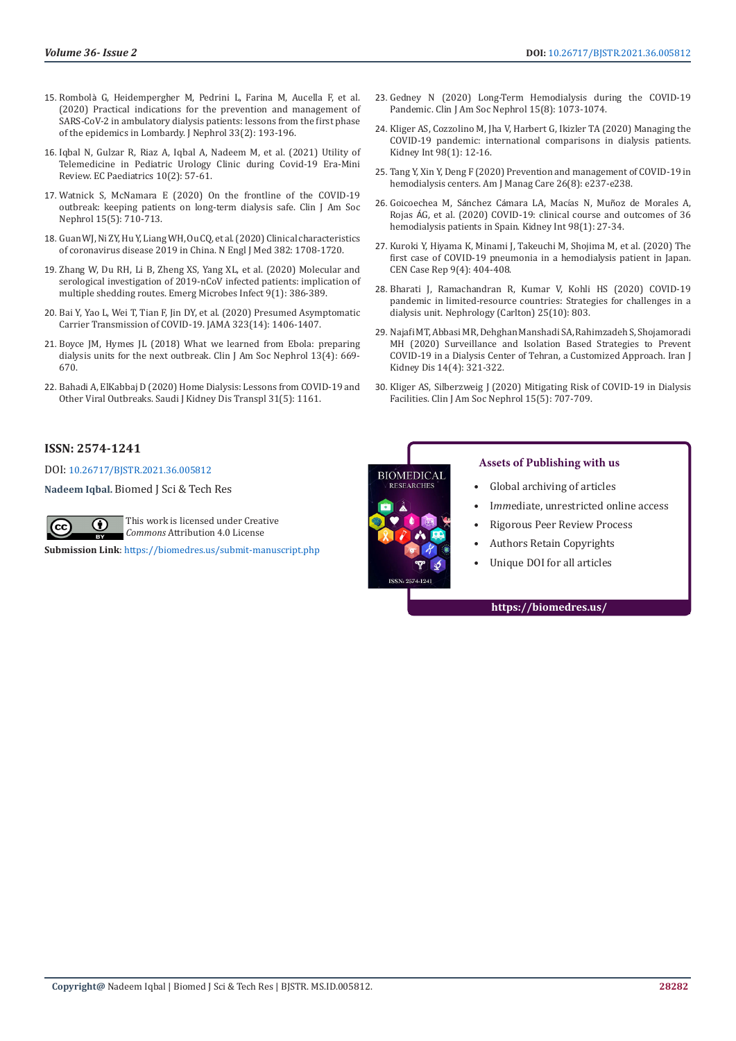15. Rombolà G, Heidempergher M, Pedrini L, Farina M, Aucella F, et al. (2020) Practical indications for the prevention and management of SARS-CoV-2 in ambulatory dialysis patients: lessons from the first phase of the epidemics in Lombardy. J Nephrol 33(2): 193-196.
16. Iqbal N, Gulzar R, Riaz A, Iqbal A, Nadeem M, et al. (2021) Utility of Telemedicine in Pediatric Urology Clinic during Covid-19 Era-Mini Review. EC Paediatrics 10(2): 57-61.
17. Watnick S, McNamara E (2020) On the frontline of the COVID-19 outbreak: keeping patients on long-term dialysis safe. Clin J Am Soc Nephrol 15(5): 710-713.
18. Guan WJ, Ni ZY, Hu Y, Liang WH, Ou CQ, et al. (2020) Clinical characteristics of coronavirus disease 2019 in China. N Engl J Med 382: 1708-1720.
19. Zhang W, Du RH, Li B, Zheng XS, Yang XL, et al. (2020) Molecular and serological investigation of 2019-nCoV infected patients: implication of multiple shedding routes. Emerg Microbes Infect 9(1): 386-389.
20. Bai Y, Yao L, Wei T, Tian F, Jin DY, et al. (2020) Presumed Asymptomatic Carrier Transmission of COVID-19. JAMA 323(14): 1406-1407.
21. Boyce JM, Hymes JL (2018) What we learned from Ebola: preparing dialysis units for the next outbreak. Clin J Am Soc Nephrol 13(4): 669-670.
22. Bahadi A, ElKabbaj D (2020) Home Dialysis: Lessons from COVID-19 and Other Viral Outbreaks. Saudi J Kidney Dis Transpl 31(5): 1161.
23. Gedney N (2020) Long-Term Hemodialysis during the COVID-19 Pandemic. Clin J Am Soc Nephrol 15(8): 1073-1074.
24. Kliger AS, Cozzolino M, Jha V, Harbert G, Ikizler TA (2020) Managing the COVID-19 pandemic: international comparisons in dialysis patients. Kidney Int 98(1): 12-16.
25. Tang Y, Xin Y, Deng F (2020) Prevention and management of COVID-19 in hemodialysis centers. Am J Manag Care 26(8): e237-e238.
26. Goicoechea M, Sánchez Cámara LA, Macías N, Muñoz de Morales A, Rojas ÁG, et al. (2020) COVID-19: clinical course and outcomes of 36 hemodialysis patients in Spain. Kidney Int 98(1): 27-34.
27. Kuroki Y, Hiyama K, Minami J, Takeuchi M, Shojima M, et al. (2020) The first case of COVID-19 pneumonia in a hemodialysis patient in Japan. CEN Case Rep 9(4): 404-408.
28. Bharati J, Ramachandran R, Kumar V, Kohli HS (2020) COVID-19 pandemic in limited-resource countries: Strategies for challenges in a dialysis unit. Nephrology (Carlton) 25(10): 803.
29. Najafi MT, Abbasi MR, Dehghan Manshadi SA, Rahimzadeh S, Shojamoradi MH (2020) Surveillance and Isolation Based Strategies to Prevent COVID-19 in a Dialysis Center of Tehran, a Customized Approach. Iran J Kidney Dis 14(4): 321-322.
30. Kliger AS, Silberzweig J (2020) Mitigating Risk of COVID-19 in Dialysis Facilities. Clin J Am Soc Nephrol 15(5): 707-709.

**ISSN: 2574-1241**

DOI: 10.26717/BJSTR.2021.36.005812

**Nadeem Iqbal.** Biomed J Sci & Tech Res

This work is licensed under Creative *Commons* Attribution 4.0 License

**Submission Link**: https://biomedres.us/submit-manuscript.php

**Assets of Publishing with us**

- Global archiving of articles
- Immediate, unrestricted online access
- Rigorous Peer Review Process
- Authors Retain Copyrights
- Unique DOI for all articles

**https://biomedres.us/**